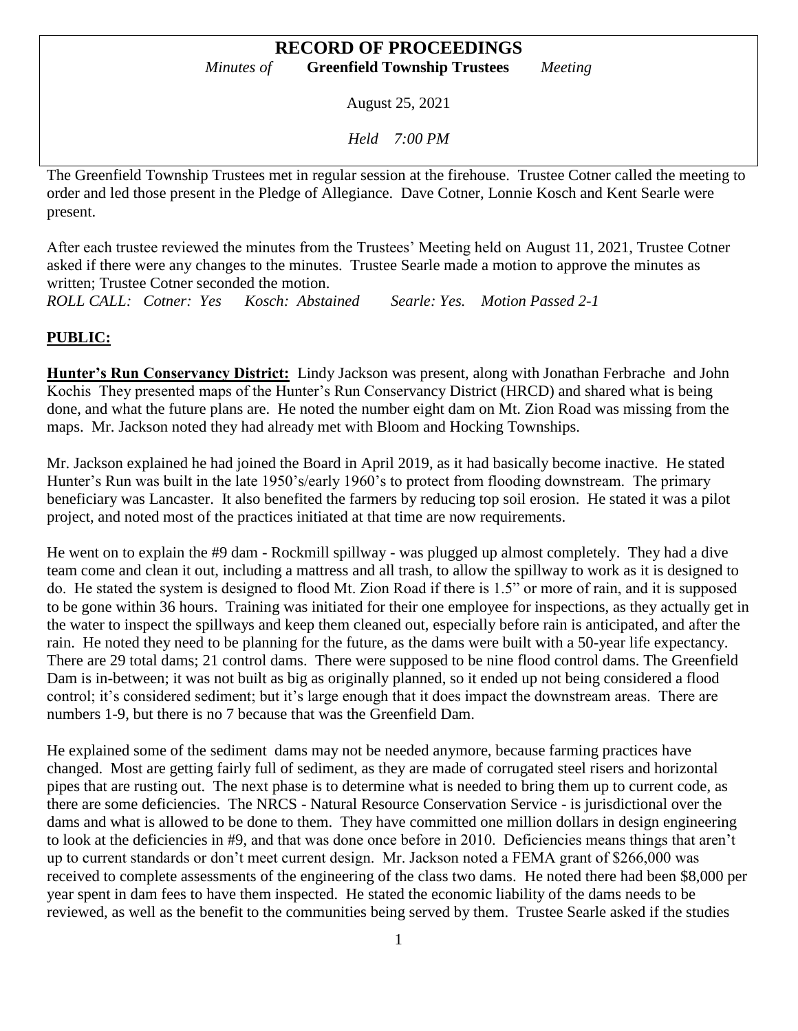# RECORD OF PROCEEDINGS

*Minutes of* **Greenfield Township Trustees** *Meeting*

August 25, 2021

*Held 7:00 PM*

The Greenfield Township Trustees met in regular session at the firehouse. Trustee Cotner called the meeting to order and led those present in the Pledge of Allegiance. Dave Cotner, Lonnie Kosch and Kent Searle were present.

After each trustee reviewed the minutes from the Trustees' Meeting held on August 11, 2021, Trustee Cotner asked if there were any changes to the minutes. Trustee Searle made a motion to approve the minutes as written; Trustee Cotner seconded the motion.

*ROLL CALL: Cotner: Yes Kosch: Abstained Searle: Yes. Motion Passed 2-1*

## PUBLIC:

**Hunter's Run Conservancy District:** Lindy Jackson was present, along with Jonathan Ferbrache and John Kochis They presented maps of the Hunter's Run Conservancy District (HRCD) and shared what is being done, and what the future plans are. He noted the number eight dam on Mt. Zion Road was missing from the maps. Mr. Jackson noted they had already met with Bloom and Hocking Townships.

Mr. Jackson explained he had joined the Board in April 2019, as it had basically become inactive. He stated Hunter's Run was built in the late 1950's/early 1960's to protect from flooding downstream. The primary beneficiary was Lancaster. It also benefited the farmers by reducing top soil erosion. He stated it was a pilot project, and noted most of the practices initiated at that time are now requirements.

He went on to explain the #9 dam - Rockmill spillway - was plugged up almost completely. They had a dive team come and clean it out, including a mattress and all trash, to allow the spillway to work as it is designed to do. He stated the system is designed to flood Mt. Zion Road if there is 1.5" or more of rain, and it is supposed to be gone within 36 hours. Training was initiated for their one employee for inspections, as they actually get in the water to inspect the spillways and keep them cleaned out, especially before rain is anticipated, and after the rain. He noted they need to be planning for the future, as the dams were built with a 50-year life expectancy. There are 29 total dams; 21 control dams. There were supposed to be nine flood control dams. The Greenfield Dam is in-between; it was not built as big as originally planned, so it ended up not being considered a flood control; it's considered sediment; but it's large enough that it does impact the downstream areas. There are numbers 1-9, but there is no 7 because that was the Greenfield Dam.

He explained some of the sediment dams may not be needed anymore, because farming practices have changed. Most are getting fairly full of sediment, as they are made of corrugated steel risers and horizontal pipes that are rusting out. The next phase is to determine what is needed to bring them up to current code, as there are some deficiencies. The NRCS - Natural Resource Conservation Service - is jurisdictional over the dams and what is allowed to be done to them. They have committed one million dollars in design engineering to look at the deficiencies in #9, and that was done once before in 2010. Deficiencies means things that aren't up to current standards or don't meet current design. Mr. Jackson noted a FEMA grant of $266,000 was received to complete assessments of the engineering of the class two dams. He noted there had been $8,000 per year spent in dam fees to have them inspected. He stated the economic liability of the dams needs to be reviewed, as well as the benefit to the communities being served by them. Trustee Searle asked if the studies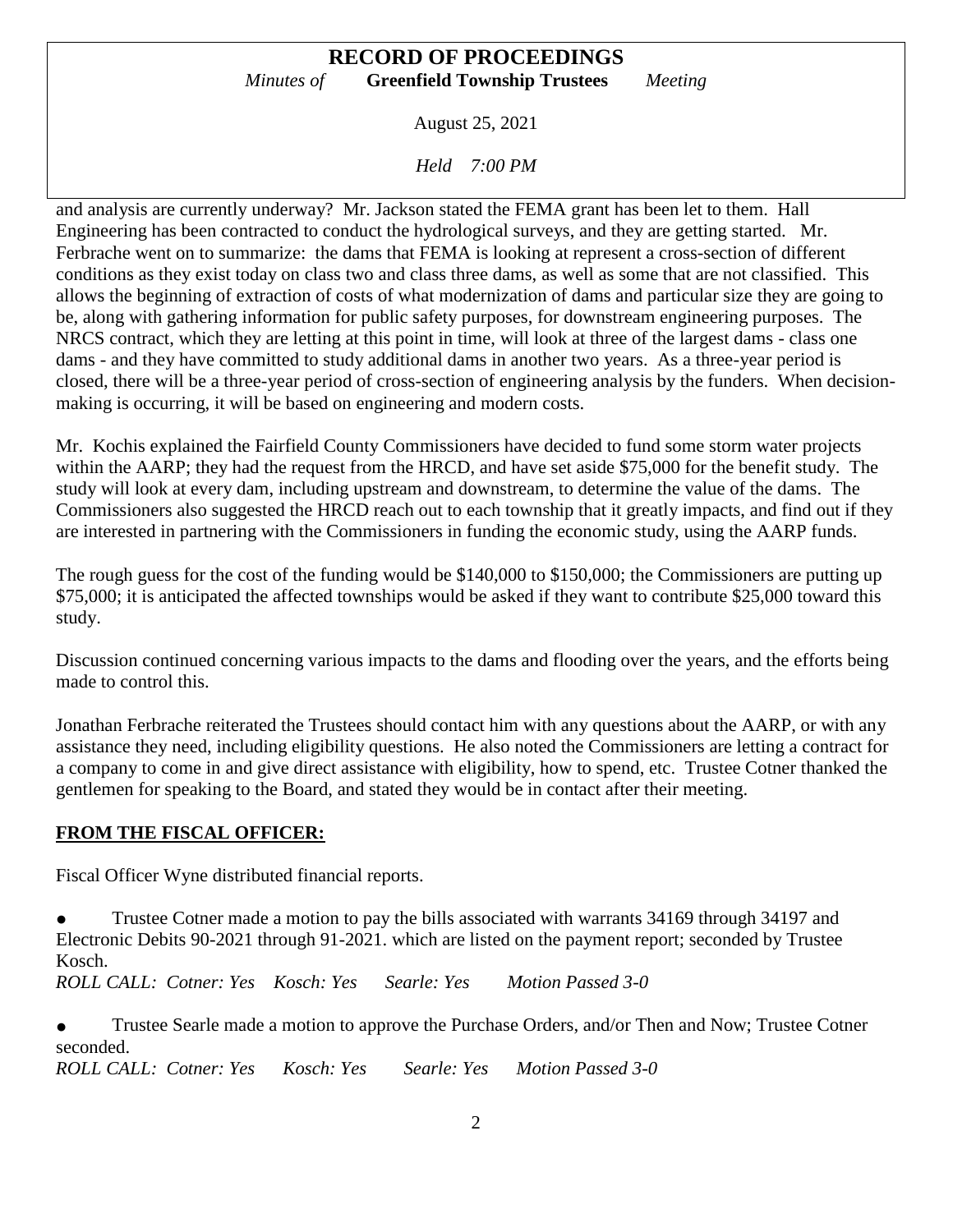and analysis are currently underway? Mr. Jackson stated the FEMA grant has been let to them. Hall Engineering has been contracted to conduct the hydrological surveys, and they are getting started. Mr. Ferbrache went on to summarize: the dams that FEMA is looking at represent a cross-section of different conditions as they exist today on class two and class three dams, as well as some that are not classified. This allows the beginning of extraction of costs of what modernization of dams and particular size they are going to be, along with gathering information for public safety purposes, for downstream engineering purposes. The NRCS contract, which they are letting at this point in time, will look at three of the largest dams - class one dams - and they have committed to study additional dams in another two years. As a three-year period is closed, there will be a three-year period of cross-section of engineering analysis by the funders. When decision-making is occurring, it will be based on engineering and modern costs.

Mr. Kochis explained the Fairfield County Commissioners have decided to fund some storm water projects within the AARP; they had the request from the HRCD, and have set aside $75,000 for the benefit study. The study will look at every dam, including upstream and downstream, to determine the value of the dams. The Commissioners also suggested the HRCD reach out to each township that it greatly impacts, and find out if they are interested in partnering with the Commissioners in funding the economic study, using the AARP funds.

The rough guess for the cost of the funding would be $140,000 to $150,000; the Commissioners are putting up $75,000; it is anticipated the affected townships would be asked if they want to contribute $25,000 toward this study.

Discussion continued concerning various impacts to the dams and flooding over the years, and the efforts being made to control this.

Jonathan Ferbrache reiterated the Trustees should contact him with any questions about the AARP, or with any assistance they need, including eligibility questions. He also noted the Commissioners are letting a contract for a company to come in and give direct assistance with eligibility, how to spend, etc. Trustee Cotner thanked the gentlemen for speaking to the Board, and stated they would be in contact after their meeting.

## FROM THE FISCAL OFFICER:

Fiscal Officer Wyne distributed financial reports.

- Trustee Cotner made a motion to pay the bills associated with warrants 34169 through 34197 and Electronic Debits 90-2021 through 91-2021. which are listed on the payment report; seconded by Trustee Kosch.

*ROLL CALL: Cotner: Yes Kosch: Yes Searle: Yes Motion Passed 3-0*

- Trustee Searle made a motion to approve the Purchase Orders, and/or Then and Now; Trustee Cotner seconded.

*ROLL CALL: Cotner: Yes Kosch: Yes Searle: Yes Motion Passed 3-0*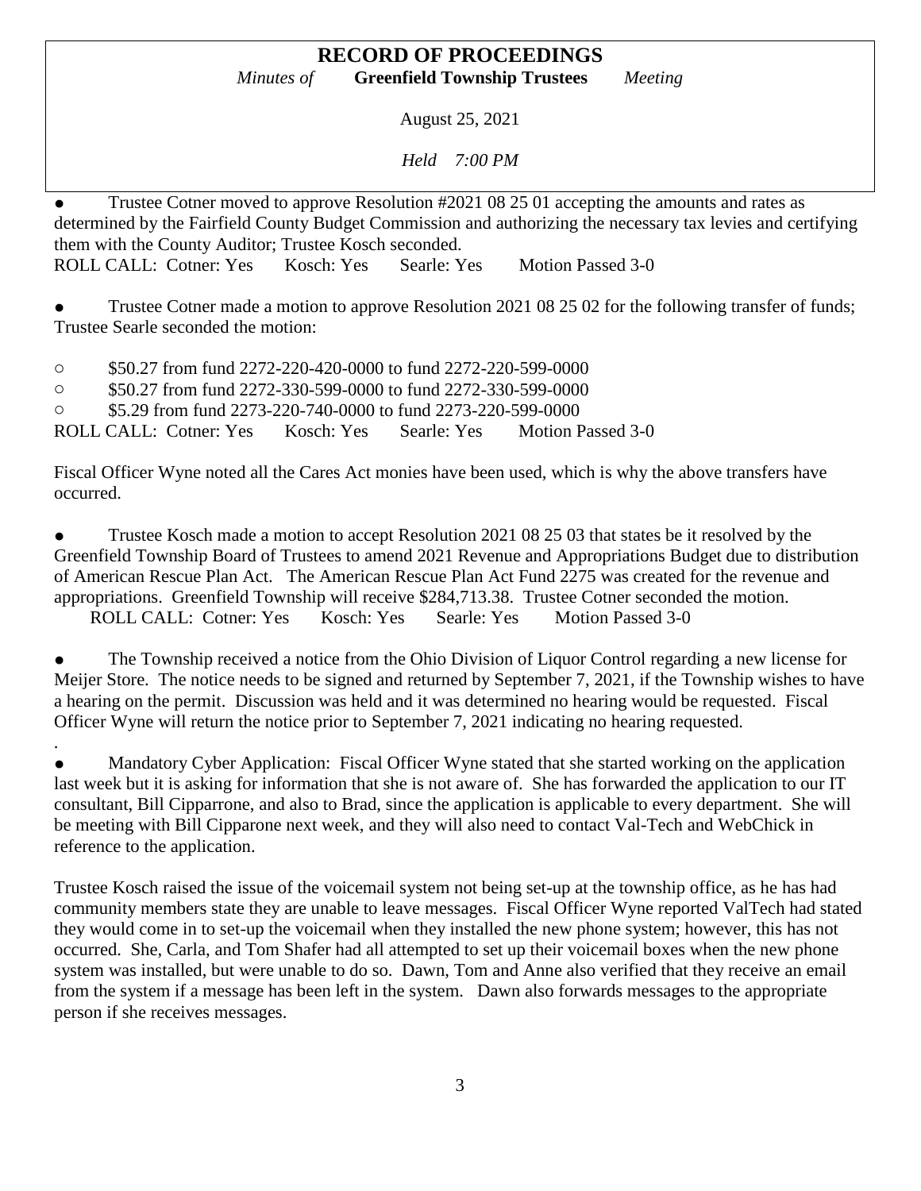# RECORD OF PROCEEDINGS

*Minutes of* **Greenfield Township Trustees** *Meeting*

August 25, 2021

*Held 7:00 PM*

- Trustee Cotner moved to approve Resolution #2021 08 25 01 accepting the amounts and rates as determined by the Fairfield County Budget Commission and authorizing the necessary tax levies and certifying them with the County Auditor; Trustee Kosch seconded.

ROLL CALL: Cotner: Yes Kosch: Yes Searle: Yes Motion Passed 3-0

- Trustee Cotner made a motion to approve Resolution 2021 08 25 02 for the following transfer of funds; Trustee Searle seconded the motion:

  - $50.27 from fund 2272-220-420-0000 to fund 2272-220-599-0000
  - $50.27 from fund 2272-330-599-0000 to fund 2272-330-599-0000
  - $5.29 from fund 2273-220-740-0000 to fund 2273-220-599-0000

ROLL CALL: Cotner: Yes Kosch: Yes Searle: Yes Motion Passed 3-0

Fiscal Officer Wyne noted all the Cares Act monies have been used, which is why the above transfers have occurred.

- Trustee Kosch made a motion to accept Resolution 2021 08 25 03 that states be it resolved by the Greenfield Township Board of Trustees to amend 2021 Revenue and Appropriations Budget due to distribution of American Rescue Plan Act. The American Rescue Plan Act Fund 2275 was created for the revenue and appropriations. Greenfield Township will receive $284,713.38. Trustee Cotner seconded the motion.

ROLL CALL: Cotner: Yes Kosch: Yes Searle: Yes Motion Passed 3-0

- The Township received a notice from the Ohio Division of Liquor Control regarding a new license for Meijer Store. The notice needs to be signed and returned by September 7, 2021, if the Township wishes to have a hearing on the permit. Discussion was held and it was determined no hearing would be requested. Fiscal Officer Wyne will return the notice prior to September 7, 2021 indicating no hearing requested.

.

- Mandatory Cyber Application: Fiscal Officer Wyne stated that she started working on the application last week but it is asking for information that she is not aware of. She has forwarded the application to our IT consultant, Bill Cipparrone, and also to Brad, since the application is applicable to every department. She will be meeting with Bill Cipparone next week, and they will also need to contact Val-Tech and WebChick in reference to the application.

Trustee Kosch raised the issue of the voicemail system not being set-up at the township office, as he has had community members state they are unable to leave messages. Fiscal Officer Wyne reported ValTech had stated they would come in to set-up the voicemail when they installed the new phone system; however, this has not occurred. She, Carla, and Tom Shafer had all attempted to set up their voicemail boxes when the new phone system was installed, but were unable to do so. Dawn, Tom and Anne also verified that they receive an email from the system if a message has been left in the system. Dawn also forwards messages to the appropriate person if she receives messages.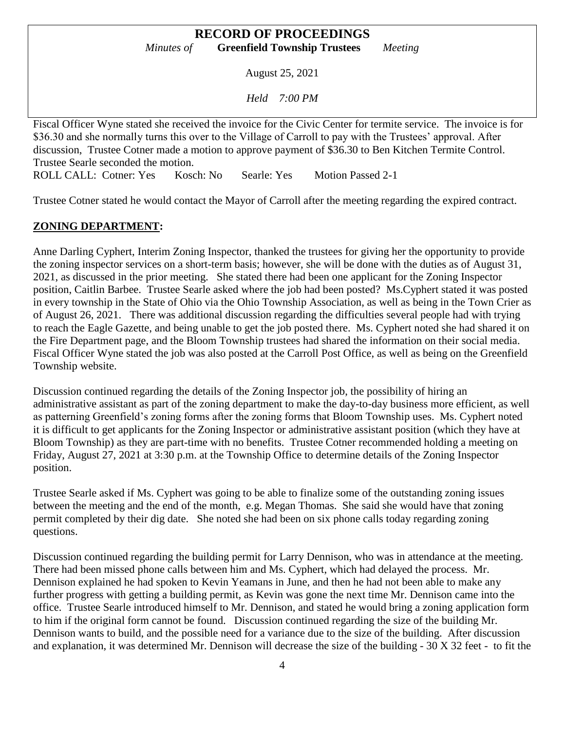Fiscal Officer Wyne stated she received the invoice for the Civic Center for termite service. The invoice is for $36.30 and she normally turns this over to the Village of Carroll to pay with the Trustees' approval. After discussion, Trustee Cotner made a motion to approve payment of $36.30 to Ben Kitchen Termite Control. Trustee Searle seconded the motion.
ROLL CALL: Cotner: Yes Kosch: No Searle: Yes Motion Passed 2-1

Trustee Cotner stated he would contact the Mayor of Carroll after the meeting regarding the expired contract.

## **ZONING DEPARTMENT:**

Anne Darling Cyphert, Interim Zoning Inspector, thanked the trustees for giving her the opportunity to provide the zoning inspector services on a short-term basis; however, she will be done with the duties as of August 31, 2021, as discussed in the prior meeting. She stated there had been one applicant for the Zoning Inspector position, Caitlin Barbee. Trustee Searle asked where the job had been posted? Ms.Cyphert stated it was posted in every township in the State of Ohio via the Ohio Township Association, as well as being in the Town Crier as of August 26, 2021. There was additional discussion regarding the difficulties several people had with trying to reach the Eagle Gazette, and being unable to get the job posted there. Ms. Cyphert noted she had shared it on the Fire Department page, and the Bloom Township trustees had shared the information on their social media. Fiscal Officer Wyne stated the job was also posted at the Carroll Post Office, as well as being on the Greenfield Township website.

Discussion continued regarding the details of the Zoning Inspector job, the possibility of hiring an administrative assistant as part of the zoning department to make the day-to-day business more efficient, as well as patterning Greenfield's zoning forms after the zoning forms that Bloom Township uses. Ms. Cyphert noted it is difficult to get applicants for the Zoning Inspector or administrative assistant position (which they have at Bloom Township) as they are part-time with no benefits. Trustee Cotner recommended holding a meeting on Friday, August 27, 2021 at 3:30 p.m. at the Township Office to determine details of the Zoning Inspector position.

Trustee Searle asked if Ms. Cyphert was going to be able to finalize some of the outstanding zoning issues between the meeting and the end of the month, e.g. Megan Thomas. She said she would have that zoning permit completed by their dig date. She noted she had been on six phone calls today regarding zoning questions.

Discussion continued regarding the building permit for Larry Dennison, who was in attendance at the meeting. There had been missed phone calls between him and Ms. Cyphert, which had delayed the process. Mr. Dennison explained he had spoken to Kevin Yeamans in June, and then he had not been able to make any further progress with getting a building permit, as Kevin was gone the next time Mr. Dennison came into the office. Trustee Searle introduced himself to Mr. Dennison, and stated he would bring a zoning application form to him if the original form cannot be found. Discussion continued regarding the size of the building Mr. Dennison wants to build, and the possible need for a variance due to the size of the building. After discussion and explanation, it was determined Mr. Dennison will decrease the size of the building - 30 X 32 feet - to fit the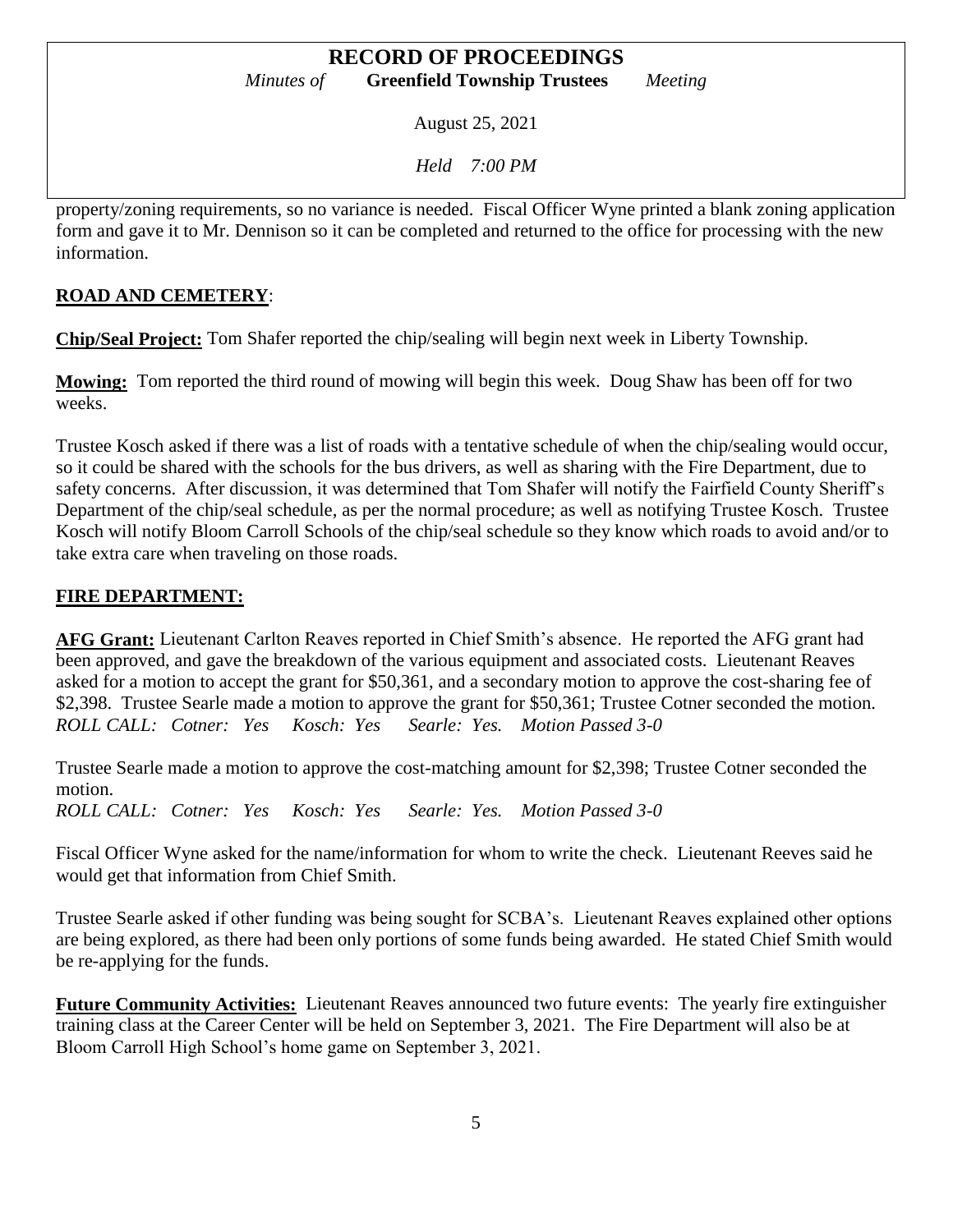property/zoning requirements, so no variance is needed. Fiscal Officer Wyne printed a blank zoning application form and gave it to Mr. Dennison so it can be completed and returned to the office for processing with the new information.

## ROAD AND CEMETERY:

**Chip/Seal Project:** Tom Shafer reported the chip/sealing will begin next week in Liberty Township.

**Mowing:** Tom reported the third round of mowing will begin this week. Doug Shaw has been off for two weeks.

Trustee Kosch asked if there was a list of roads with a tentative schedule of when the chip/sealing would occur, so it could be shared with the schools for the bus drivers, as well as sharing with the Fire Department, due to safety concerns. After discussion, it was determined that Tom Shafer will notify the Fairfield County Sheriff's Department of the chip/seal schedule, as per the normal procedure; as well as notifying Trustee Kosch. Trustee Kosch will notify Bloom Carroll Schools of the chip/seal schedule so they know which roads to avoid and/or to take extra care when traveling on those roads.

## FIRE DEPARTMENT:

**AFG Grant:** Lieutenant Carlton Reaves reported in Chief Smith's absence. He reported the AFG grant had been approved, and gave the breakdown of the various equipment and associated costs. Lieutenant Reaves asked for a motion to accept the grant for $50,361, and a secondary motion to approve the cost-sharing fee of $2,398. Trustee Searle made a motion to approve the grant for $50,361; Trustee Cotner seconded the motion.
*ROLL CALL: Cotner: Yes Kosch: Yes Searle: Yes. Motion Passed 3-0*

Trustee Searle made a motion to approve the cost-matching amount for $2,398; Trustee Cotner seconded the motion.
*ROLL CALL: Cotner: Yes Kosch: Yes Searle: Yes. Motion Passed 3-0*

Fiscal Officer Wyne asked for the name/information for whom to write the check. Lieutenant Reeves said he would get that information from Chief Smith.

Trustee Searle asked if other funding was being sought for SCBA's. Lieutenant Reaves explained other options are being explored, as there had been only portions of some funds being awarded. He stated Chief Smith would be re-applying for the funds.

**Future Community Activities:** Lieutenant Reaves announced two future events: The yearly fire extinguisher training class at the Career Center will be held on September 3, 2021. The Fire Department will also be at Bloom Carroll High School's home game on September 3, 2021.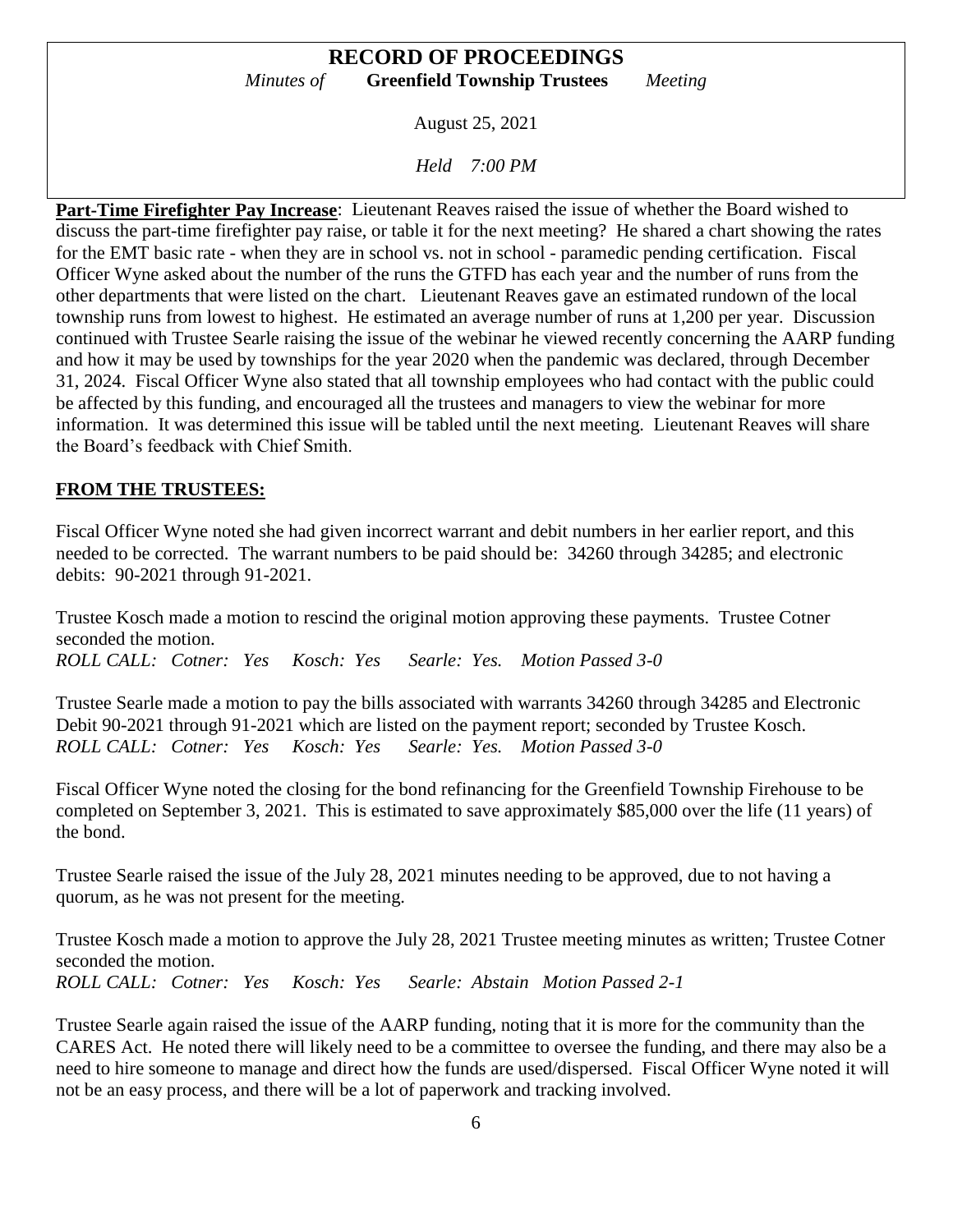**Part-Time Firefighter Pay Increase**: Lieutenant Reaves raised the issue of whether the Board wished to discuss the part-time firefighter pay raise, or table it for the next meeting? He shared a chart showing the rates for the EMT basic rate - when they are in school vs. not in school - paramedic pending certification. Fiscal Officer Wyne asked about the number of the runs the GTFD has each year and the number of runs from the other departments that were listed on the chart. Lieutenant Reaves gave an estimated rundown of the local township runs from lowest to highest. He estimated an average number of runs at 1,200 per year. Discussion continued with Trustee Searle raising the issue of the webinar he viewed recently concerning the AARP funding and how it may be used by townships for the year 2020 when the pandemic was declared, through December 31, 2024. Fiscal Officer Wyne also stated that all township employees who had contact with the public could be affected by this funding, and encouraged all the trustees and managers to view the webinar for more information. It was determined this issue will be tabled until the next meeting. Lieutenant Reaves will share the Board's feedback with Chief Smith.

## FROM THE TRUSTEES:

Fiscal Officer Wyne noted she had given incorrect warrant and debit numbers in her earlier report, and this needed to be corrected. The warrant numbers to be paid should be: 34260 through 34285; and electronic debits: 90-2021 through 91-2021.

Trustee Kosch made a motion to rescind the original motion approving these payments. Trustee Cotner seconded the motion.
*ROLL CALL: Cotner: Yes Kosch: Yes Searle: Yes. Motion Passed 3-0*

Trustee Searle made a motion to pay the bills associated with warrants 34260 through 34285 and Electronic Debit 90-2021 through 91-2021 which are listed on the payment report; seconded by Trustee Kosch.
*ROLL CALL: Cotner: Yes Kosch: Yes Searle: Yes. Motion Passed 3-0*

Fiscal Officer Wyne noted the closing for the bond refinancing for the Greenfield Township Firehouse to be completed on September 3, 2021. This is estimated to save approximately $85,000 over the life (11 years) of the bond.

Trustee Searle raised the issue of the July 28, 2021 minutes needing to be approved, due to not having a quorum, as he was not present for the meeting.

Trustee Kosch made a motion to approve the July 28, 2021 Trustee meeting minutes as written; Trustee Cotner seconded the motion.
*ROLL CALL: Cotner: Yes Kosch: Yes Searle: Abstain Motion Passed 2-1*

Trustee Searle again raised the issue of the AARP funding, noting that it is more for the community than the CARES Act. He noted there will likely need to be a committee to oversee the funding, and there may also be a need to hire someone to manage and direct how the funds are used/dispersed. Fiscal Officer Wyne noted it will not be an easy process, and there will be a lot of paperwork and tracking involved.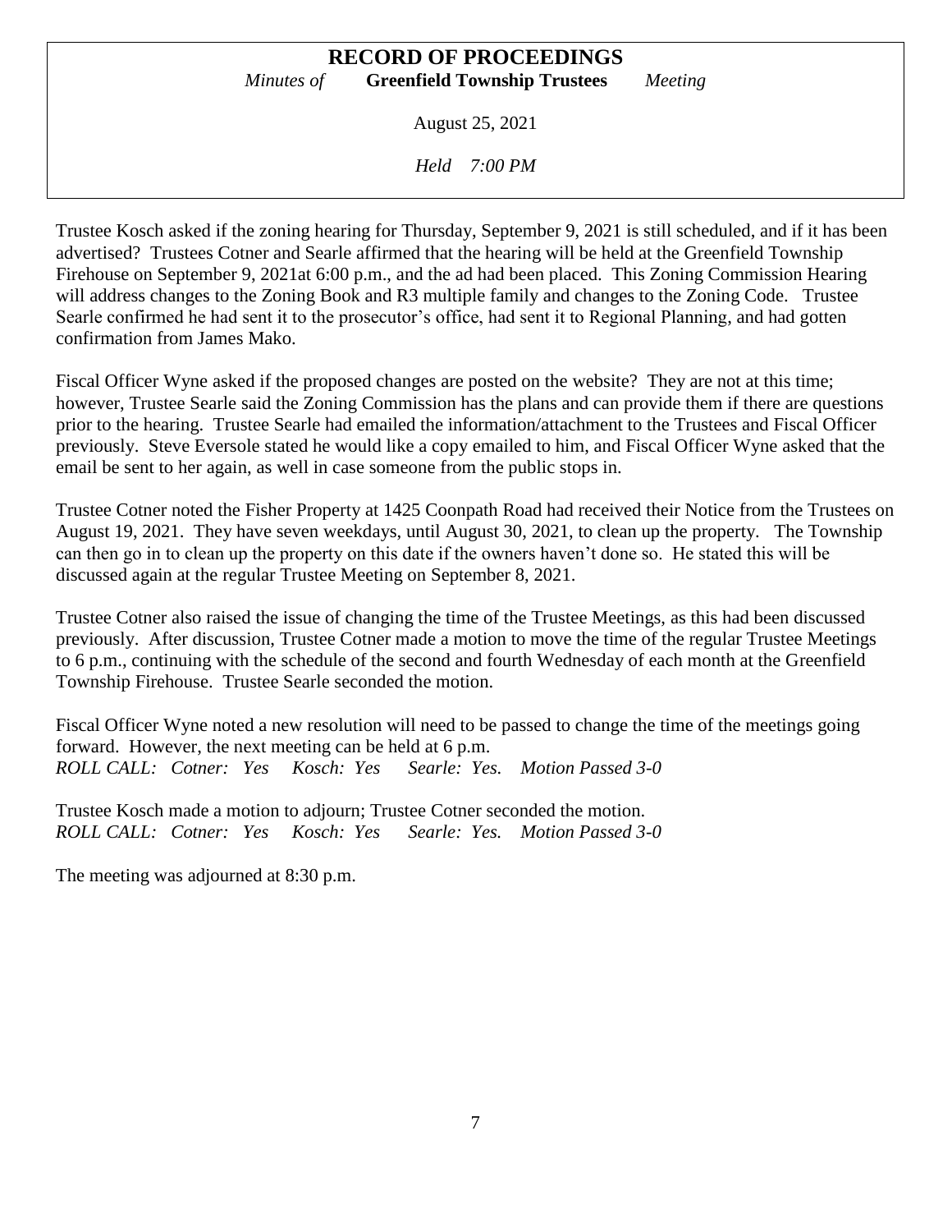Trustee Kosch asked if the zoning hearing for Thursday, September 9, 2021 is still scheduled, and if it has been advertised? Trustees Cotner and Searle affirmed that the hearing will be held at the Greenfield Township Firehouse on September 9, 2021at 6:00 p.m., and the ad had been placed. This Zoning Commission Hearing will address changes to the Zoning Book and R3 multiple family and changes to the Zoning Code. Trustee Searle confirmed he had sent it to the prosecutor's office, had sent it to Regional Planning, and had gotten confirmation from James Mako.

Fiscal Officer Wyne asked if the proposed changes are posted on the website? They are not at this time; however, Trustee Searle said the Zoning Commission has the plans and can provide them if there are questions prior to the hearing. Trustee Searle had emailed the information/attachment to the Trustees and Fiscal Officer previously. Steve Eversole stated he would like a copy emailed to him, and Fiscal Officer Wyne asked that the email be sent to her again, as well in case someone from the public stops in.

Trustee Cotner noted the Fisher Property at 1425 Coonpath Road had received their Notice from the Trustees on August 19, 2021. They have seven weekdays, until August 30, 2021, to clean up the property. The Township can then go in to clean up the property on this date if the owners haven't done so. He stated this will be discussed again at the regular Trustee Meeting on September 8, 2021.

Trustee Cotner also raised the issue of changing the time of the Trustee Meetings, as this had been discussed previously. After discussion, Trustee Cotner made a motion to move the time of the regular Trustee Meetings to 6 p.m., continuing with the schedule of the second and fourth Wednesday of each month at the Greenfield Township Firehouse. Trustee Searle seconded the motion.

Fiscal Officer Wyne noted a new resolution will need to be passed to change the time of the meetings going forward. However, the next meeting can be held at 6 p.m.
*ROLL CALL: Cotner: Yes Kosch: Yes Searle: Yes. Motion Passed 3-0*

Trustee Kosch made a motion to adjourn; Trustee Cotner seconded the motion.
*ROLL CALL: Cotner: Yes Kosch: Yes Searle: Yes. Motion Passed 3-0*

The meeting was adjourned at 8:30 p.m.